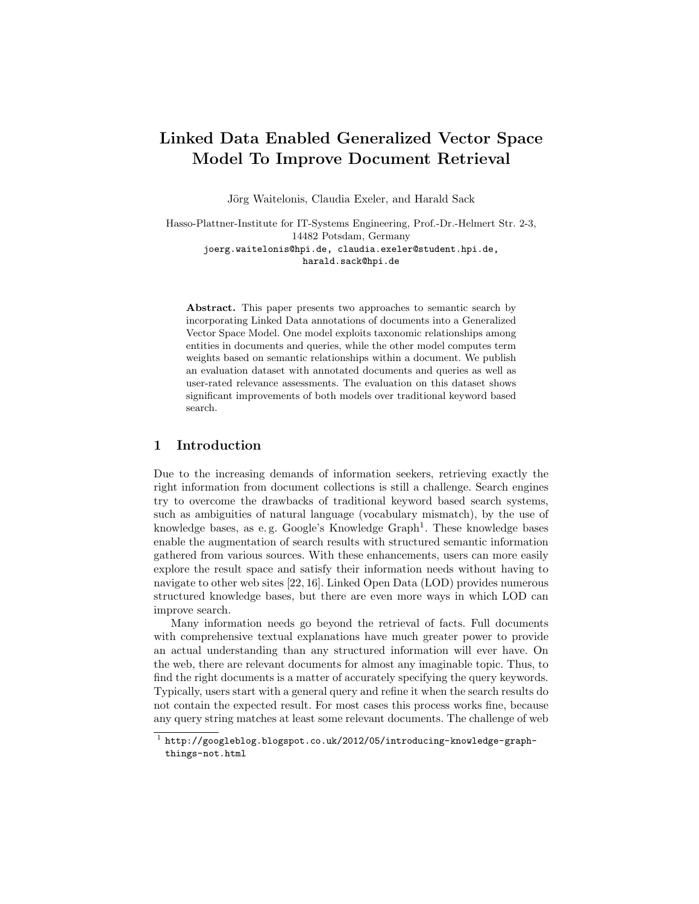# Linked Data Enabled Generalized Vector Space Model To Improve Document Retrieval

Jörg Waitelonis, Claudia Exeler, and Harald Sack

Hasso-Plattner-Institute for IT-Systems Engineering, Prof.-Dr.-Helmert Str. 2-3, 14482 Potsdam, Germany
joerg.waitelonis@hpi.de, claudia.exeler@student.hpi.de, harald.sack@hpi.de

**Abstract.** This paper presents two approaches to semantic search by incorporating Linked Data annotations of documents into a Generalized Vector Space Model. One model exploits taxonomic relationships among entities in documents and queries, while the other model computes term weights based on semantic relationships within a document. We publish an evaluation dataset with annotated documents and queries as well as user-rated relevance assessments. The evaluation on this dataset shows significant improvements of both models over traditional keyword based search.

## 1 Introduction

Due to the increasing demands of information seekers, retrieving exactly the right information from document collections is still a challenge. Search engines try to overcome the drawbacks of traditional keyword based search systems, such as ambiguities of natural language (vocabulary mismatch), by the use of knowledge bases, as e.g. Google's Knowledge Graph[1]. These knowledge bases enable the augmentation of search results with structured semantic information gathered from various sources. With these enhancements, users can more easily explore the result space and satisfy their information needs without having to navigate to other web sites [22, 16]. Linked Open Data (LOD) provides numerous structured knowledge bases, but there are even more ways in which LOD can improve search.

Many information needs go beyond the retrieval of facts. Full documents with comprehensive textual explanations have much greater power to provide an actual understanding than any structured information will ever have. On the web, there are relevant documents for almost any imaginable topic. Thus, to find the right documents is a matter of accurately specifying the query keywords. Typically, users start with a general query and refine it when the search results do not contain the expected result. For most cases this process works fine, because any query string matches at least some relevant documents. The challenge of web

[1] http://googleblog.blogspot.co.uk/2012/05/introducing-knowledge-graph-things-not.html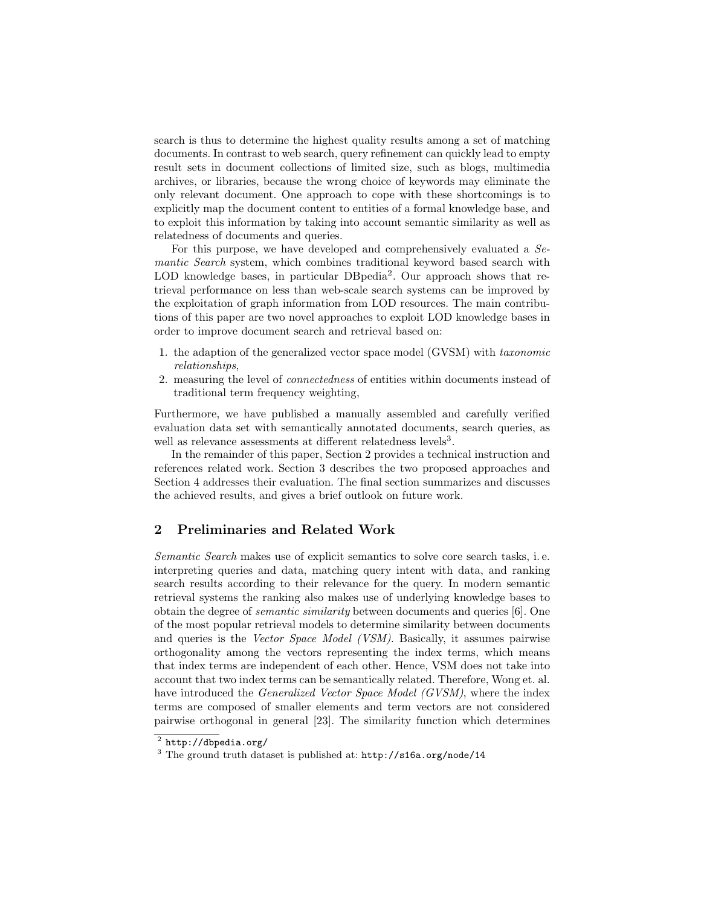search is thus to determine the highest quality results among a set of matching documents. In contrast to web search, query refinement can quickly lead to empty result sets in document collections of limited size, such as blogs, multimedia archives, or libraries, because the wrong choice of keywords may eliminate the only relevant document. One approach to cope with these shortcomings is to explicitly map the document content to entities of a formal knowledge base, and to exploit this information by taking into account semantic similarity as well as relatedness of documents and queries.

For this purpose, we have developed and comprehensively evaluated a *Semantic Search* system, which combines traditional keyword based search with LOD knowledge bases, in particular DBpedia[2]. Our approach shows that retrieval performance on less than web-scale search systems can be improved by the exploitation of graph information from LOD resources. The main contributions of this paper are two novel approaches to exploit LOD knowledge bases in order to improve document search and retrieval based on:

1. the adaption of the generalized vector space model (GVSM) with *taxonomic relationships*,
2. measuring the level of *connectedness* of entities within documents instead of traditional term frequency weighting,

Furthermore, we have published a manually assembled and carefully verified evaluation data set with semantically annotated documents, search queries, as well as relevance assessments at different relatedness levels[3].

In the remainder of this paper, Section 2 provides a technical instruction and references related work. Section 3 describes the two proposed approaches and Section 4 addresses their evaluation. The final section summarizes and discusses the achieved results, and gives a brief outlook on future work.

## 2 Preliminaries and Related Work

*Semantic Search* makes use of explicit semantics to solve core search tasks, i. e. interpreting queries and data, matching query intent with data, and ranking search results according to their relevance for the query. In modern semantic retrieval systems the ranking also makes use of underlying knowledge bases to obtain the degree of *semantic similarity* between documents and queries [6]. One of the most popular retrieval models to determine similarity between documents and queries is the *Vector Space Model (VSM)*. Basically, it assumes pairwise orthogonality among the vectors representing the index terms, which means that index terms are independent of each other. Hence, VSM does not take into account that two index terms can be semantically related. Therefore, Wong et. al. have introduced the *Generalized Vector Space Model (GVSM)*, where the index terms are composed of smaller elements and term vectors are not considered pairwise orthogonal in general [23]. The similarity function which determines

[2] http://dbpedia.org/

[3] The ground truth dataset is published at: http://s16a.org/node/14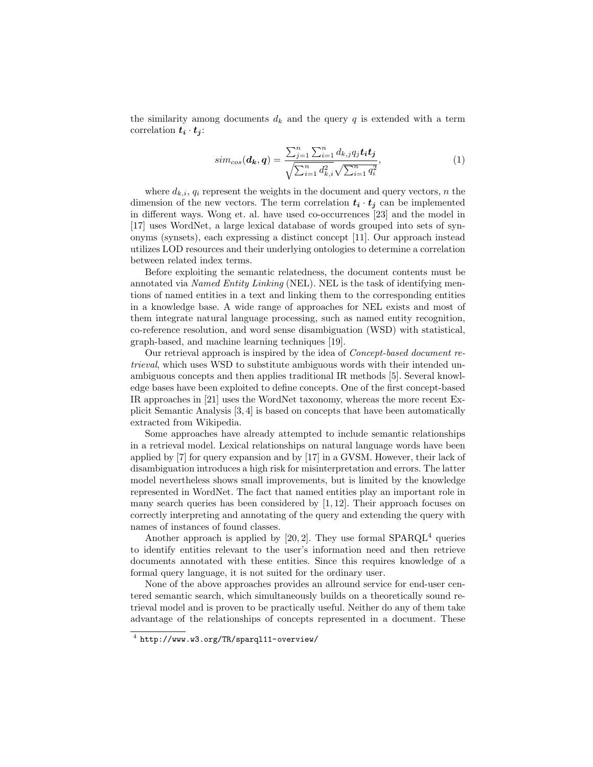the similarity among documents $d_k$ and the query $q$ is extended with a term correlation $\boldsymbol{t_i} \cdot \boldsymbol{t_j}$:

$$sim_{cos}(\boldsymbol{d_k}, \boldsymbol{q}) = \frac{\sum_{j=1}^{n} \sum_{i=1}^{n} d_{k,j} q_j \boldsymbol{t_i} \boldsymbol{t_j}}{\sqrt{\sum_{i=1}^{n} d_{k,i}^2} \sqrt{\sum_{i=1}^{n} q_i^2}}, \tag{1}$$

where $d_{k,i}$, $q_i$ represent the weights in the document and query vectors, $n$ the dimension of the new vectors. The term correlation $\boldsymbol{t_i} \cdot \boldsymbol{t_j}$ can be implemented in different ways. Wong et. al. have used co-occurrences [23] and the model in [17] uses WordNet, a large lexical database of words grouped into sets of synonyms (synsets), each expressing a distinct concept [11]. Our approach instead utilizes LOD resources and their underlying ontologies to determine a correlation between related index terms.

Before exploiting the semantic relatedness, the document contents must be annotated via *Named Entity Linking* (NEL). NEL is the task of identifying mentions of named entities in a text and linking them to the corresponding entities in a knowledge base. A wide range of approaches for NEL exists and most of them integrate natural language processing, such as named entity recognition, co-reference resolution, and word sense disambiguation (WSD) with statistical, graph-based, and machine learning techniques [19].

Our retrieval approach is inspired by the idea of *Concept-based document retrieval*, which uses WSD to substitute ambiguous words with their intended unambiguous concepts and then applies traditional IR methods [5]. Several knowledge bases have been exploited to define concepts. One of the first concept-based IR approaches in [21] uses the WordNet taxonomy, whereas the more recent Explicit Semantic Analysis [3, 4] is based on concepts that have been automatically extracted from Wikipedia.

Some approaches have already attempted to include semantic relationships in a retrieval model. Lexical relationships on natural language words have been applied by [7] for query expansion and by [17] in a GVSM. However, their lack of disambiguation introduces a high risk for misinterpretation and errors. The latter model nevertheless shows small improvements, but is limited by the knowledge represented in WordNet. The fact that named entities play an important role in many search queries has been considered by [1, 12]. Their approach focuses on correctly interpreting and annotating of the query and extending the query with names of instances of found classes.

Another approach is applied by [20, 2]. They use formal SPARQL[4] queries to identify entities relevant to the user's information need and then retrieve documents annotated with these entities. Since this requires knowledge of a formal query language, it is not suited for the ordinary user.

None of the above approaches provides an allround service for end-user centered semantic search, which simultaneously builds on a theoretically sound retrieval model and is proven to be practically useful. Neither do any of them take advantage of the relationships of concepts represented in a document. These

[4] http://www.w3.org/TR/sparql11-overview/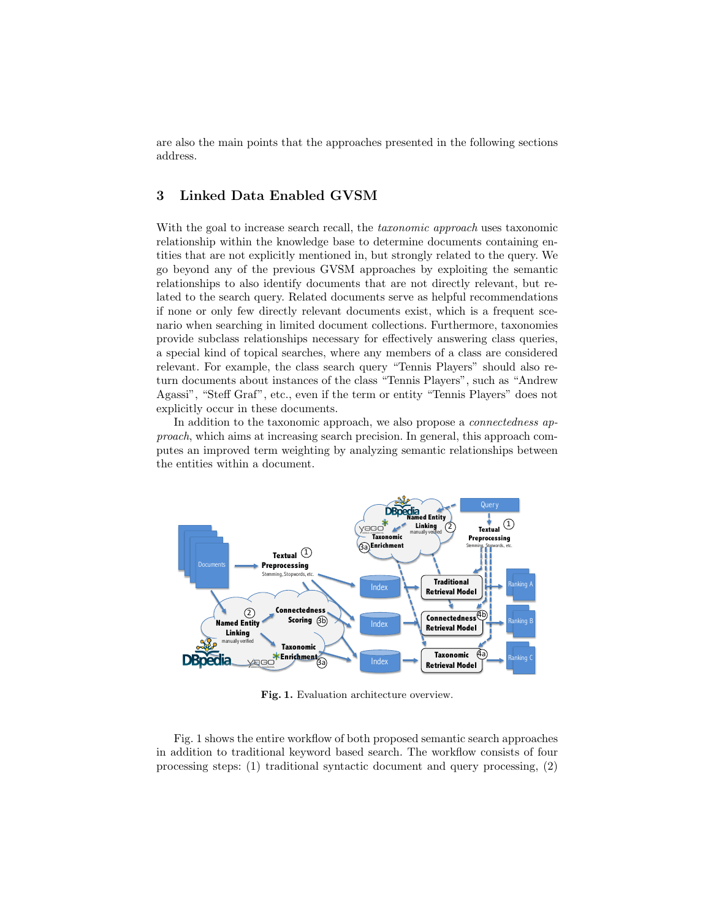are also the main points that the approaches presented in the following sections address.

## 3 Linked Data Enabled GVSM

With the goal to increase search recall, the *taxonomic approach* uses taxonomic relationship within the knowledge base to determine documents containing entities that are not explicitly mentioned in, but strongly related to the query. We go beyond any of the previous GVSM approaches by exploiting the semantic relationships to also identify documents that are not directly relevant, but related to the search query. Related documents serve as helpful recommendations if none or only few directly relevant documents exist, which is a frequent scenario when searching in limited document collections. Furthermore, taxonomies provide subclass relationships necessary for effectively answering class queries, a special kind of topical searches, where any members of a class are considered relevant. For example, the class search query "Tennis Players" should also return documents about instances of the class "Tennis Players", such as "Andrew Agassi", "Steff Graf", etc., even if the term or entity "Tennis Players" does not explicitly occur in these documents.

In addition to the taxonomic approach, we also propose a *connectedness approach*, which aims at increasing search precision. In general, this approach computes an improved term weighting by analyzing semantic relationships between the entities within a document.

**Fig. 1.** Evaluation architecture overview.

Fig. 1 shows the entire workflow of both proposed semantic search approaches in addition to traditional keyword based search. The workflow consists of four processing steps: (1) traditional syntactic document and query processing, (2)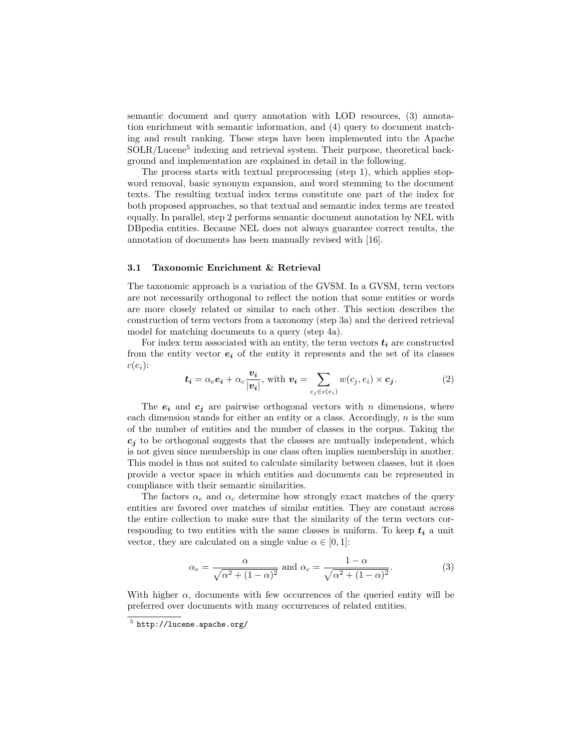semantic document and query annotation with LOD resources, (3) annotation enrichment with semantic information, and (4) query to document matching and result ranking. These steps have been implemented into the Apache SOLR/Lucene[5] indexing and retrieval system. Their purpose, theoretical background and implementation are explained in detail in the following.

The process starts with textual preprocessing (step 1), which applies stopword removal, basic synonym expansion, and word stemming to the document texts. The resulting textual index terms constitute one part of the index for both proposed approaches, so that textual and semantic index terms are treated equally. In parallel, step 2 performs semantic document annotation by NEL with DBpedia entities. Because NEL does not always guarantee correct results, the annotation of documents has been manually revised with [16].

### 3.1 Taxonomic Enrichment & Retrieval

The taxonomic approach is a variation of the GVSM. In a GVSM, term vectors are not necessarily orthogonal to reflect the notion that some entities or words are more closely related or similar to each other. This section describes the construction of term vectors from a taxonomy (step 3a) and the derived retrieval model for matching documents to a query (step 4a).

For index term associated with an entity, the term vectors $\boldsymbol{t_i}$ are constructed from the entity vector $\boldsymbol{e_i}$ of the entity it represents and the set of its classes $c(e_i)$:

$$\boldsymbol{t_i} = \alpha_e \boldsymbol{e_i} + \alpha_c \frac{\boldsymbol{v_i}}{|\boldsymbol{v_i}|}, \text{ with } \boldsymbol{v_i} = \sum_{c_j \in c(e_i)} w(c_j, e_i) \times \boldsymbol{c_j}. \tag{2}$$

The $\boldsymbol{e_i}$ and $\boldsymbol{c_j}$ are pairwise orthogonal vectors with $n$ dimensions, where each dimension stands for either an entity or a class. Accordingly, $n$ is the sum of the number of entities and the number of classes in the corpus. Taking the $\boldsymbol{c_j}$ to be orthogonal suggests that the classes are mutually independent, which is not given since membership in one class often implies membership in another. This model is thus not suited to calculate similarity between classes, but it does provide a vector space in which entities and documents can be represented in compliance with their semantic similarities.

The factors $\alpha_e$ and $\alpha_c$ determine how strongly exact matches of the query entities are favored over matches of similar entities. They are constant across the entire collection to make sure that the similarity of the term vectors corresponding to two entities with the same classes is uniform. To keep $\boldsymbol{t_i}$ a unit vector, they are calculated on a single value $\alpha \in [0, 1]$:

$$\alpha_e = \frac{\alpha}{\sqrt{\alpha^2 + (1-\alpha)^2}} \text{ and } \alpha_c = \frac{1-\alpha}{\sqrt{\alpha^2 + (1-\alpha)^2}}. \tag{3}$$

With higher $\alpha$, documents with few occurrences of the queried entity will be preferred over documents with many occurrences of related entities.

[5] http://lucene.apache.org/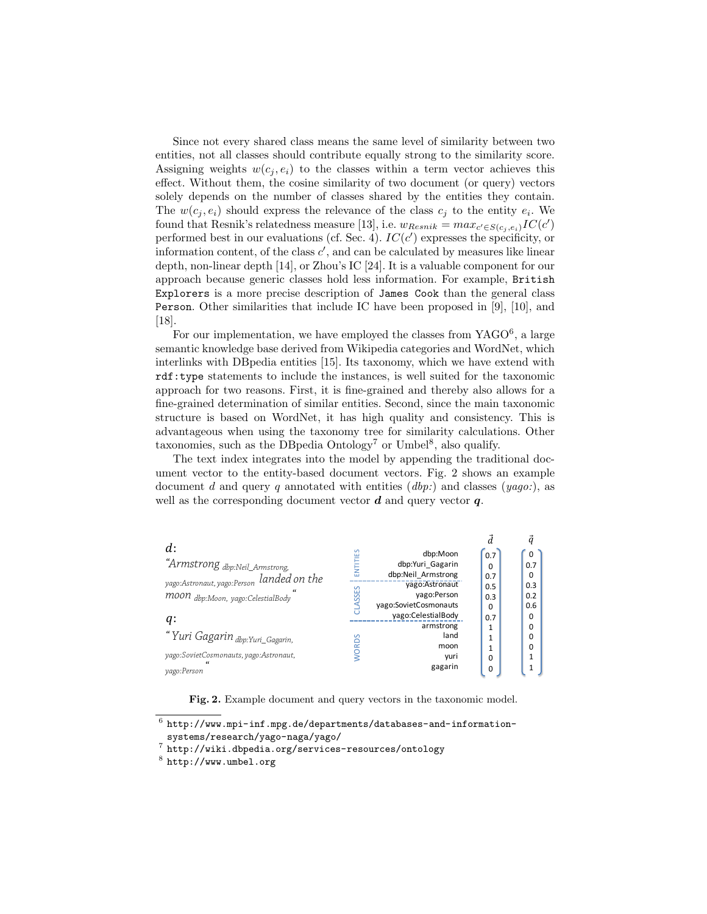Since not every shared class means the same level of similarity between two entities, not all classes should contribute equally strong to the similarity score. Assigning weights $w(c_j, e_i)$ to the classes within a term vector achieves this effect. Without them, the cosine similarity of two document (or query) vectors solely depends on the number of classes shared by the entities they contain. The $w(c_j, e_i)$ should express the relevance of the class $c_j$ to the entity $e_i$. We found that Resnik's relatedness measure [13], i.e. $w_{Resnik} = max_{c' \in S(c_j, e_i)} IC(c')$ performed best in our evaluations (cf. Sec. 4). $IC(c')$ expresses the specificity, or information content, of the class $c'$, and can be calculated by measures like linear depth, non-linear depth [14], or Zhou's IC [24]. It is a valuable component for our approach because generic classes hold less information. For example, `British Explorers` is a more precise description of `James Cook` than the general class `Person`. Other similarities that include IC have been proposed in [9], [10], and [18].

For our implementation, we have employed the classes from YAGO[6], a large semantic knowledge base derived from Wikipedia categories and WordNet, which interlinks with DBpedia entities [15]. Its taxonomy, which we have extend with `rdf:type` statements to include the instances, is well suited for the taxonomic approach for two reasons. First, it is fine-grained and thereby also allows for a fine-grained determination of similar entities. Second, since the main taxonomic structure is based on WordNet, it has high quality and consistency. This is advantageous when using the taxonomy tree for similarity calculations. Other taxonomies, such as the DBpedia Ontology[7] or Umbel[8], also qualify.

The text index integrates into the model by appending the traditional document vector to the entity-based document vectors. Fig. 2 shows an example document $d$ and query $q$ annotated with entities (*dbp:*) and classes (*yago:*), as well as the corresponding document vector $\boldsymbol{d}$ and query vector $\boldsymbol{q}$.

*d*: "Armstrong $_{dbp:Neil\_Armstrong,\ yago:Astronaut,\ yago:Person}$ landed on the moon $_{dbp:Moon,\ yago:CelestialBody}$"

*q*: "Yuri Gagarin $_{dbp:Yuri\_Gagarin,\ yago:SovietCosmonauts,\ yago:Astronaut,\ yago:Person}$"

| | Term | $\vec{d}$ | $\vec{q}$ |
|---|---|---|---|
| ENTITIES | dbp:Moon | 0.7 | 0 |
| | dbp:Yuri_Gagarin | 0 | 0.7 |
| | dbp:Neil_Armstrong | 0.7 | 0 |
| CLASSES | yago:Astronaut | 0.5 | 0.3 |
| | yago:Person | 0.3 | 0.2 |
| | yago:SovietCosmonauts | 0 | 0.6 |
| | yago:CelestialBody | 0.7 | 0 |
| WORDS | armstrong | 1 | 0 |
| | land | 1 | 0 |
| | moon | 1 | 0 |
| | yuri | 0 | 1 |
| | gagarin | 0 | 1 |

**Fig. 2.** Example document and query vectors in the taxonomic model.

---

[6] http://www.mpi-inf.mpg.de/departments/databases-and-information-systems/research/yago-naga/yago/

[7] http://wiki.dbpedia.org/services-resources/ontology

[8] http://www.umbel.org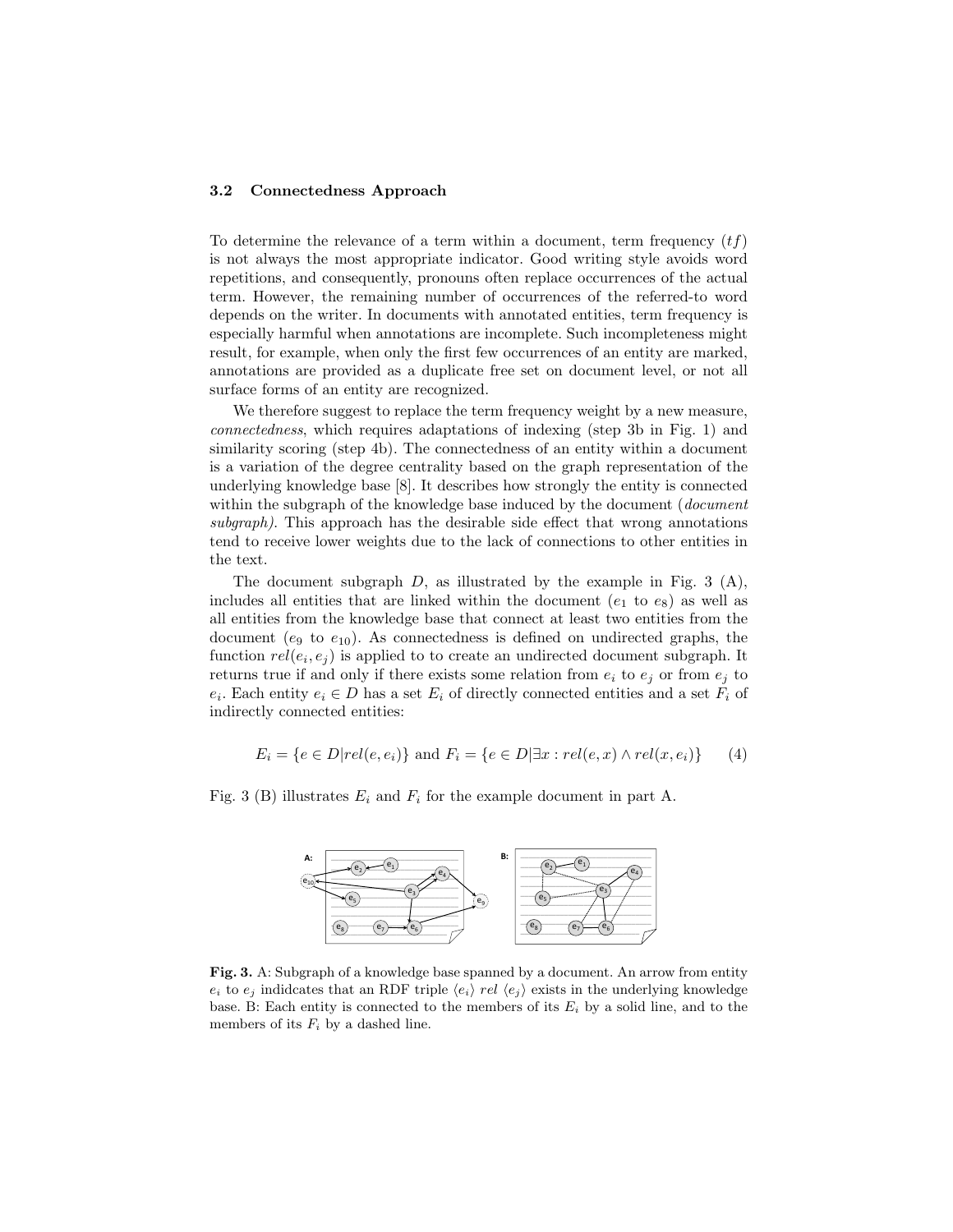### 3.2 Connectedness Approach

To determine the relevance of a term within a document, term frequency ($tf$) is not always the most appropriate indicator. Good writing style avoids word repetitions, and consequently, pronouns often replace occurrences of the actual term. However, the remaining number of occurrences of the referred-to word depends on the writer. In documents with annotated entities, term frequency is especially harmful when annotations are incomplete. Such incompleteness might result, for example, when only the first few occurrences of an entity are marked, annotations are provided as a duplicate free set on document level, or not all surface forms of an entity are recognized.

We therefore suggest to replace the term frequency weight by a new measure, *connectedness*, which requires adaptations of indexing (step 3b in Fig. 1) and similarity scoring (step 4b). The connectedness of an entity within a document is a variation of the degree centrality based on the graph representation of the underlying knowledge base [8]. It describes how strongly the entity is connected within the subgraph of the knowledge base induced by the document (*document subgraph).* This approach has the desirable side effect that wrong annotations tend to receive lower weights due to the lack of connections to other entities in the text.

The document subgraph $D$, as illustrated by the example in Fig. 3 (A), includes all entities that are linked within the document ($e_1$ to $e_8$) as well as all entities from the knowledge base that connect at least two entities from the document ($e_9$ to $e_{10}$). As connectedness is defined on undirected graphs, the function $rel(e_i, e_j)$ is applied to to create an undirected document subgraph. It returns true if and only if there exists some relation from $e_i$ to $e_j$ or from $e_j$ to $e_i$. Each entity $e_i \in D$ has a set $E_i$ of directly connected entities and a set $F_i$ of indirectly connected entities:

$$E_i = \{e \in D | rel(e, e_i)\} \text{ and } F_i = \{e \in D | \exists x : rel(e, x) \wedge rel(x, e_i)\} \qquad (4)$$

Fig. 3 (B) illustrates $E_i$ and $F_i$ for the example document in part A.

**Fig. 3.** A: Subgraph of a knowledge base spanned by a document. An arrow from entity $e_i$ to $e_j$ indidcates that an RDF triple $\langle e_i \rangle$ $rel$ $\langle e_j \rangle$ exists in the underlying knowledge base. B: Each entity is connected to the members of its $E_i$ by a solid line, and to the members of its $F_i$ by a dashed line.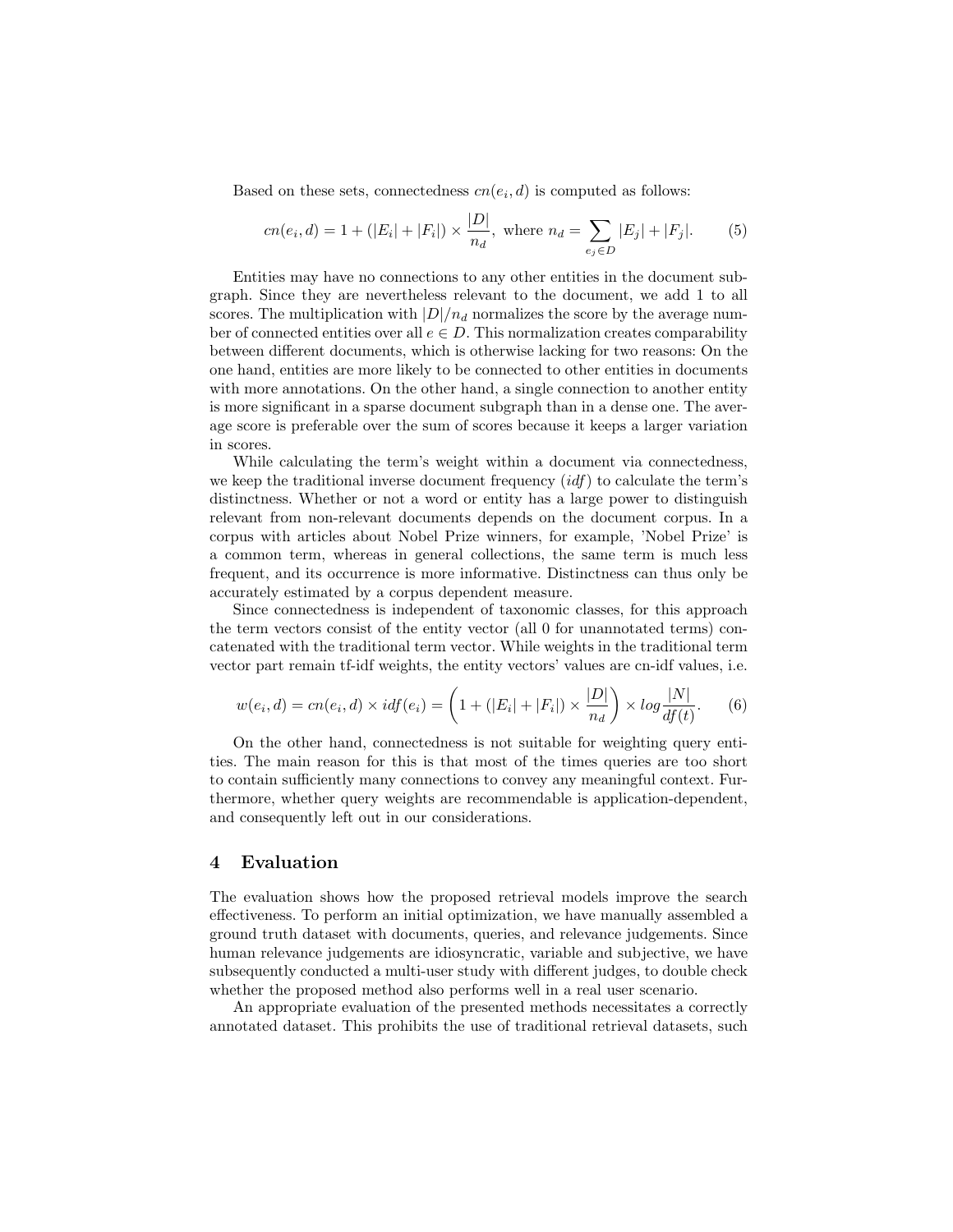Based on these sets, connectedness $cn(e_i, d)$ is computed as follows:

$$cn(e_i, d) = 1 + (|E_i| + |F_i|) \times \frac{|D|}{n_d}, \text{ where } n_d = \sum_{e_j \in D} |E_j| + |F_j|. \quad (5)$$

Entities may have no connections to any other entities in the document subgraph. Since they are nevertheless relevant to the document, we add 1 to all scores. The multiplication with $|D|/n_d$ normalizes the score by the average number of connected entities over all $e \in D$. This normalization creates comparability between different documents, which is otherwise lacking for two reasons: On the one hand, entities are more likely to be connected to other entities in documents with more annotations. On the other hand, a single connection to another entity is more significant in a sparse document subgraph than in a dense one. The average score is preferable over the sum of scores because it keeps a larger variation in scores.

While calculating the term's weight within a document via connectedness, we keep the traditional inverse document frequency (*idf*) to calculate the term's distinctness. Whether or not a word or entity has a large power to distinguish relevant from non-relevant documents depends on the document corpus. In a corpus with articles about Nobel Prize winners, for example, 'Nobel Prize' is a common term, whereas in general collections, the same term is much less frequent, and its occurrence is more informative. Distinctness can thus only be accurately estimated by a corpus dependent measure.

Since connectedness is independent of taxonomic classes, for this approach the term vectors consist of the entity vector (all 0 for unannotated terms) concatenated with the traditional term vector. While weights in the traditional term vector part remain tf-idf weights, the entity vectors' values are cn-idf values, i.e.

$$w(e_i, d) = cn(e_i, d) \times idf(e_i) = \left(1 + (|E_i| + |F_i|) \times \frac{|D|}{n_d}\right) \times log\frac{|N|}{df(t)}. \quad (6)$$

On the other hand, connectedness is not suitable for weighting query entities. The main reason for this is that most of the times queries are too short to contain sufficiently many connections to convey any meaningful context. Furthermore, whether query weights are recommendable is application-dependent, and consequently left out in our considerations.

## 4 Evaluation

The evaluation shows how the proposed retrieval models improve the search effectiveness. To perform an initial optimization, we have manually assembled a ground truth dataset with documents, queries, and relevance judgements. Since human relevance judgements are idiosyncratic, variable and subjective, we have subsequently conducted a multi-user study with different judges, to double check whether the proposed method also performs well in a real user scenario.

An appropriate evaluation of the presented methods necessitates a correctly annotated dataset. This prohibits the use of traditional retrieval datasets, such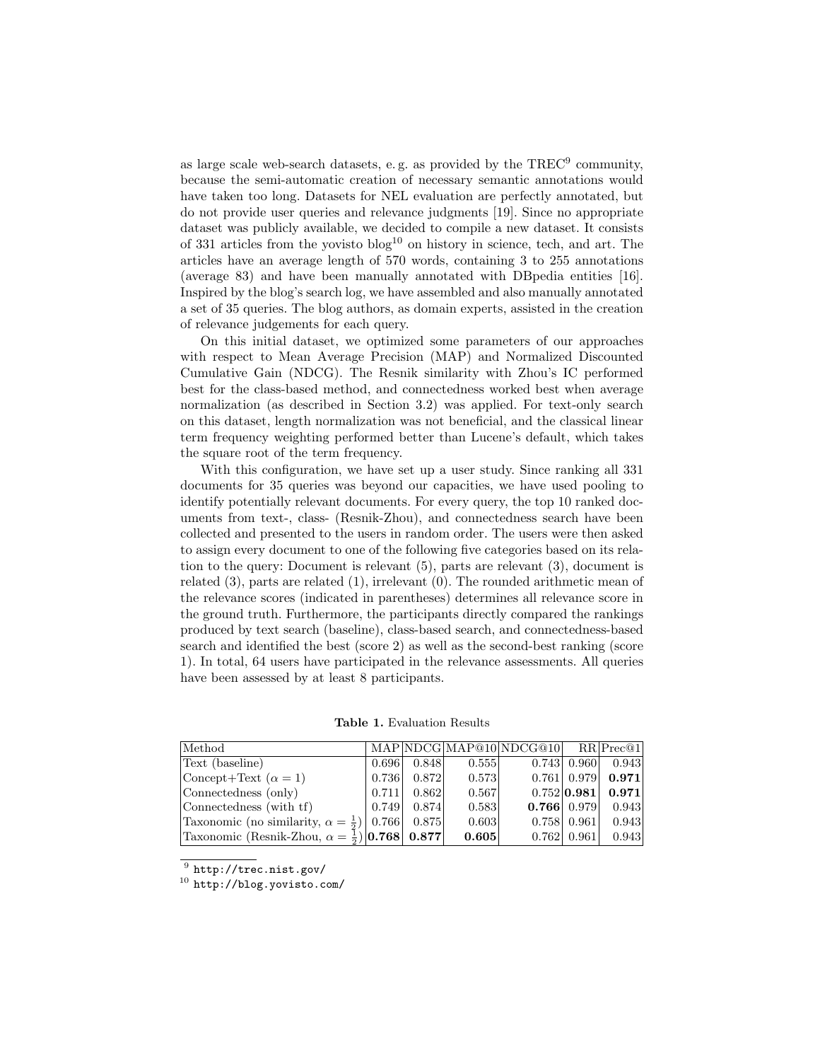as large scale web-search datasets, e. g. as provided by the TREC[9] community, because the semi-automatic creation of necessary semantic annotations would have taken too long. Datasets for NEL evaluation are perfectly annotated, but do not provide user queries and relevance judgments [19]. Since no appropriate dataset was publicly available, we decided to compile a new dataset. It consists of 331 articles from the yovisto blog[10] on history in science, tech, and art. The articles have an average length of 570 words, containing 3 to 255 annotations (average 83) and have been manually annotated with DBpedia entities [16]. Inspired by the blog's search log, we have assembled and also manually annotated a set of 35 queries. The blog authors, as domain experts, assisted in the creation of relevance judgements for each query.

On this initial dataset, we optimized some parameters of our approaches with respect to Mean Average Precision (MAP) and Normalized Discounted Cumulative Gain (NDCG). The Resnik similarity with Zhou's IC performed best for the class-based method, and connectedness worked best when average normalization (as described in Section 3.2) was applied. For text-only search on this dataset, length normalization was not beneficial, and the classical linear term frequency weighting performed better than Lucene's default, which takes the square root of the term frequency.

With this configuration, we have set up a user study. Since ranking all 331 documents for 35 queries was beyond our capacities, we have used pooling to identify potentially relevant documents. For every query, the top 10 ranked documents from text-, class- (Resnik-Zhou), and connectedness search have been collected and presented to the users in random order. The users were then asked to assign every document to one of the following five categories based on its relation to the query: Document is relevant (5), parts are relevant (3), document is related (3), parts are related (1), irrelevant (0). The rounded arithmetic mean of the relevance scores (indicated in parentheses) determines all relevance score in the ground truth. Furthermore, the participants directly compared the rankings produced by text search (baseline), class-based search, and connectedness-based search and identified the best (score 2) as well as the second-best ranking (score 1). In total, 64 users have participated in the relevance assessments. All queries have been assessed by at least 8 participants.

**Table 1.** Evaluation Results

| Method | MAP | NDCG | MAP@10 | NDCG@10 | RR | Prec@1 |
|---|---|---|---|---|---|---|
| Text (baseline) | 0.696 | 0.848 | 0.555 | 0.743 | 0.960 | 0.943 |
| Concept+Text ($\alpha = 1$) | 0.736 | 0.872 | 0.573 | 0.761 | 0.979 | **0.971** |
| Connectedness (only) | 0.711 | 0.862 | 0.567 | 0.752 | **0.981** | **0.971** |
| Connectedness (with tf) | 0.749 | 0.874 | 0.583 | **0.766** | 0.979 | 0.943 |
| Taxonomic (no similarity, $\alpha = \frac{1}{2}$) | 0.766 | 0.875 | 0.603 | 0.758 | 0.961 | 0.943 |
| Taxonomic (Resnik-Zhou, $\alpha = \frac{1}{2}$) | **0.768** | **0.877** | **0.605** | 0.762 | 0.961 | 0.943 |

[9] http://trec.nist.gov/

[10] http://blog.yovisto.com/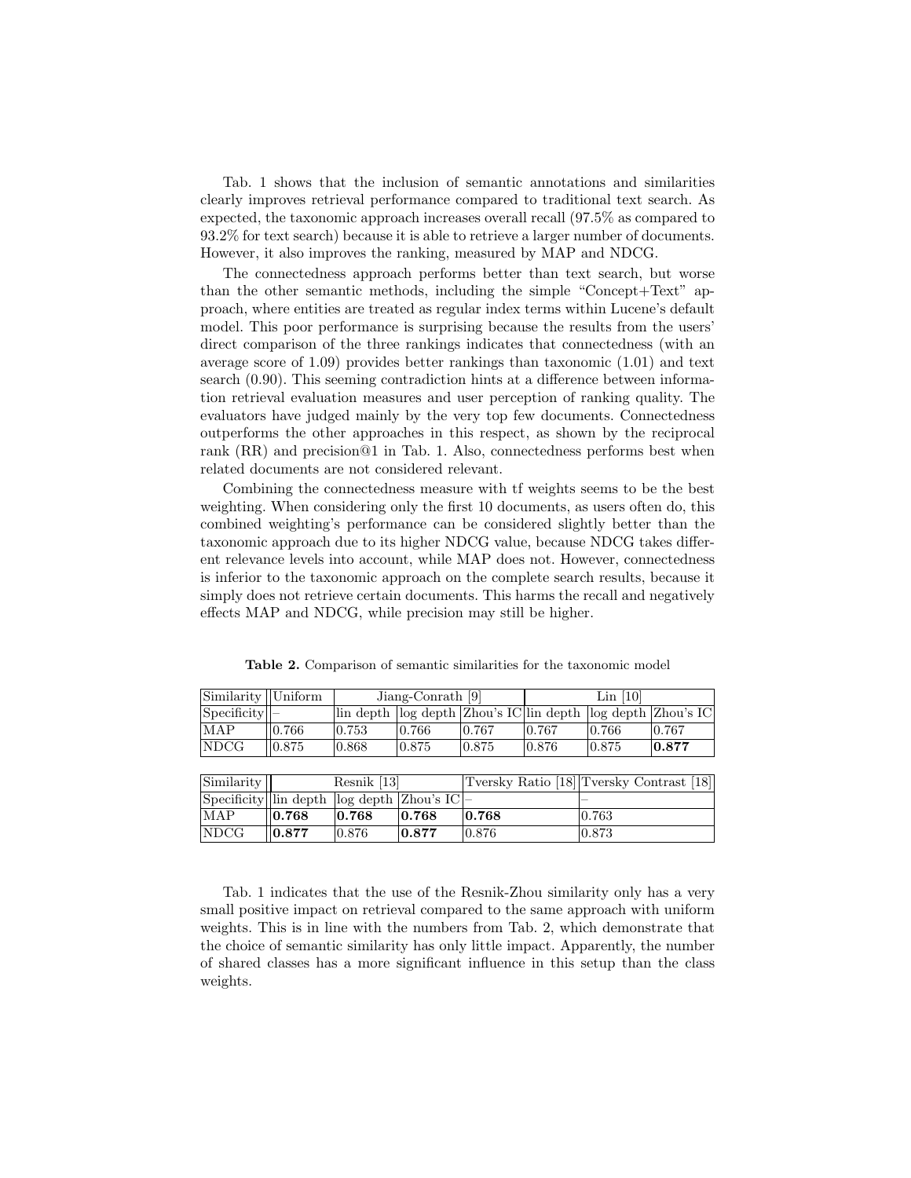Tab. 1 shows that the inclusion of semantic annotations and similarities clearly improves retrieval performance compared to traditional text search. As expected, the taxonomic approach increases overall recall (97.5% as compared to 93.2% for text search) because it is able to retrieve a larger number of documents. However, it also improves the ranking, measured by MAP and NDCG.

The connectedness approach performs better than text search, but worse than the other semantic methods, including the simple "Concept+Text" approach, where entities are treated as regular index terms within Lucene's default model. This poor performance is surprising because the results from the users' direct comparison of the three rankings indicates that connectedness (with an average score of 1.09) provides better rankings than taxonomic (1.01) and text search (0.90). This seeming contradiction hints at a difference between information retrieval evaluation measures and user perception of ranking quality. The evaluators have judged mainly by the very top few documents. Connectedness outperforms the other approaches in this respect, as shown by the reciprocal rank (RR) and precision@1 in Tab. 1. Also, connectedness performs best when related documents are not considered relevant.

Combining the connectedness measure with tf weights seems to be the best weighting. When considering only the first 10 documents, as users often do, this combined weighting's performance can be considered slightly better than the taxonomic approach due to its higher NDCG value, because NDCG takes different relevance levels into account, while MAP does not. However, connectedness is inferior to the taxonomic approach on the complete search results, because it simply does not retrieve certain documents. This harms the recall and negatively effects MAP and NDCG, while precision may still be higher.

**Table 2.** Comparison of semantic similarities for the taxonomic model

| Similarity | Uniform | Jiang-Conrath [9] | | | Lin [10] | | |
|---|---|---|---|---|---|---|---|
| Specificity | – | lin depth | log depth | Zhou's IC | lin depth | log depth | Zhou's IC |
| MAP | 0.766 | 0.753 | 0.766 | 0.767 | 0.767 | 0.766 | 0.767 |
| NDCG | 0.875 | 0.868 | 0.875 | 0.875 | 0.876 | 0.875 | **0.877** |

| Similarity | Resnik [13] | | | Tversky Ratio [18] | Tversky Contrast [18] |
|---|---|---|---|---|---|
| Specificity | lin depth | log depth | Zhou's IC | – | – |
| MAP | **0.768** | **0.768** | **0.768** | **0.768** | 0.763 |
| NDCG | **0.877** | 0.876 | **0.877** | 0.876 | 0.873 |

Tab. 1 indicates that the use of the Resnik-Zhou similarity only has a very small positive impact on retrieval compared to the same approach with uniform weights. This is in line with the numbers from Tab. 2, which demonstrate that the choice of semantic similarity has only little impact. Apparently, the number of shared classes has a more significant influence in this setup than the class weights.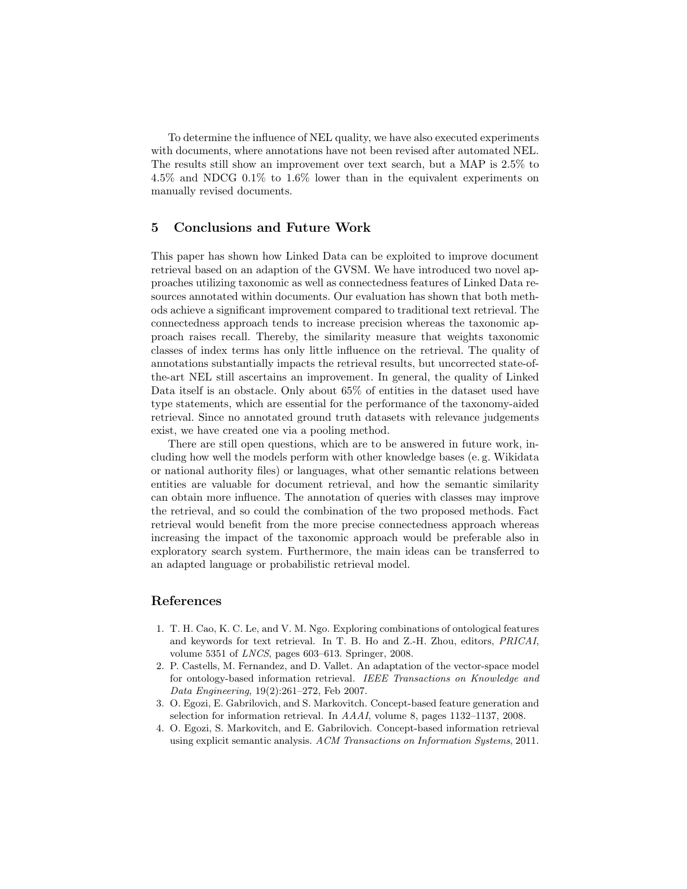To determine the influence of NEL quality, we have also executed experiments with documents, where annotations have not been revised after automated NEL. The results still show an improvement over text search, but a MAP is 2.5% to 4.5% and NDCG 0.1% to 1.6% lower than in the equivalent experiments on manually revised documents.

## 5 Conclusions and Future Work

This paper has shown how Linked Data can be exploited to improve document retrieval based on an adaption of the GVSM. We have introduced two novel approaches utilizing taxonomic as well as connectedness features of Linked Data resources annotated within documents. Our evaluation has shown that both methods achieve a significant improvement compared to traditional text retrieval. The connectedness approach tends to increase precision whereas the taxonomic approach raises recall. Thereby, the similarity measure that weights taxonomic classes of index terms has only little influence on the retrieval. The quality of annotations substantially impacts the retrieval results, but uncorrected state-of-the-art NEL still ascertains an improvement. In general, the quality of Linked Data itself is an obstacle. Only about 65% of entities in the dataset used have type statements, which are essential for the performance of the taxonomy-aided retrieval. Since no annotated ground truth datasets with relevance judgements exist, we have created one via a pooling method.

There are still open questions, which are to be answered in future work, including how well the models perform with other knowledge bases (e. g. Wikidata or national authority files) or languages, what other semantic relations between entities are valuable for document retrieval, and how the semantic similarity can obtain more influence. The annotation of queries with classes may improve the retrieval, and so could the combination of the two proposed methods. Fact retrieval would benefit from the more precise connectedness approach whereas increasing the impact of the taxonomic approach would be preferable also in exploratory search system. Furthermore, the main ideas can be transferred to an adapted language or probabilistic retrieval model.

## References

1. T. H. Cao, K. C. Le, and V. M. Ngo. Exploring combinations of ontological features and keywords for text retrieval. In T. B. Ho and Z.-H. Zhou, editors, *PRICAI*, volume 5351 of *LNCS*, pages 603–613. Springer, 2008.
2. P. Castells, M. Fernandez, and D. Vallet. An adaptation of the vector-space model for ontology-based information retrieval. *IEEE Transactions on Knowledge and Data Engineering*, 19(2):261–272, Feb 2007.
3. O. Egozi, E. Gabrilovich, and S. Markovitch. Concept-based feature generation and selection for information retrieval. In *AAAI*, volume 8, pages 1132–1137, 2008.
4. O. Egozi, S. Markovitch, and E. Gabrilovich. Concept-based information retrieval using explicit semantic analysis. *ACM Transactions on Information Systems*, 2011.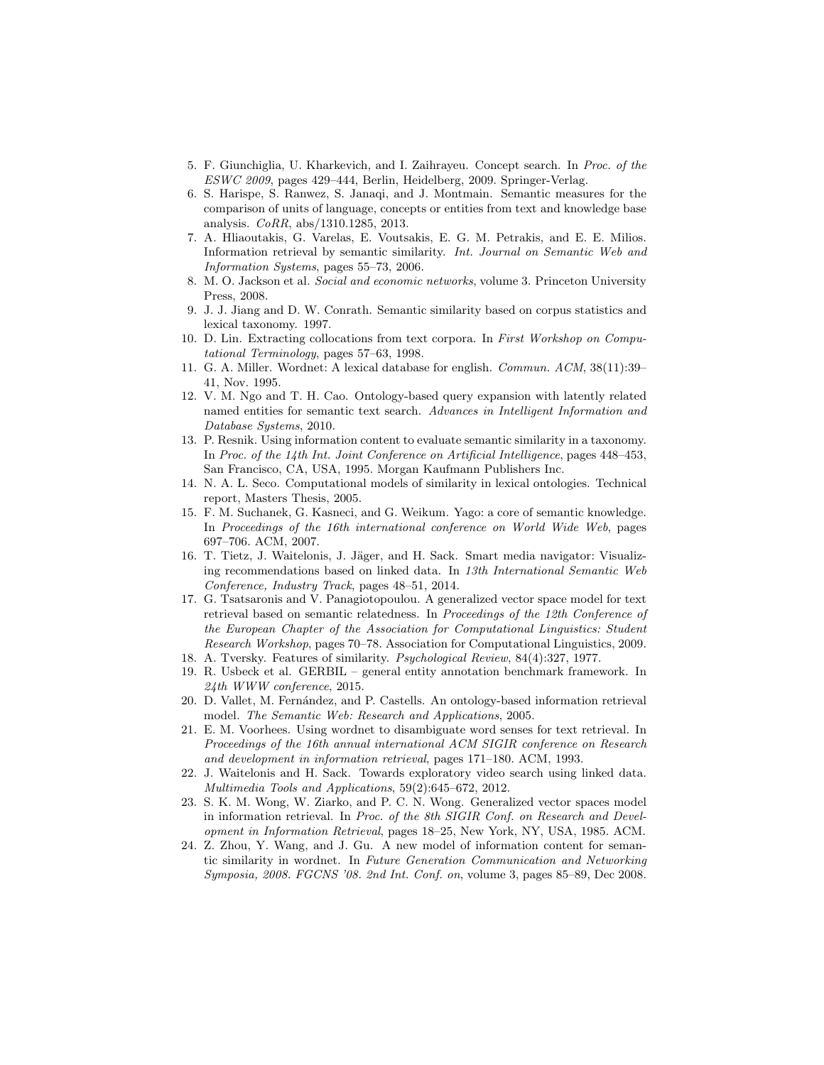5. F. Giunchiglia, U. Kharkevich, and I. Zaihrayeu. Concept search. In *Proc. of the ESWC 2009*, pages 429–444, Berlin, Heidelberg, 2009. Springer-Verlag.
6. S. Harispe, S. Ranwez, S. Janaqi, and J. Montmain. Semantic measures for the comparison of units of language, concepts or entities from text and knowledge base analysis. *CoRR*, abs/1310.1285, 2013.
7. A. Hliaoutakis, G. Varelas, E. Voutsakis, E. G. M. Petrakis, and E. E. Milios. Information retrieval by semantic similarity. *Int. Journal on Semantic Web and Information Systems*, pages 55–73, 2006.
8. M. O. Jackson et al. *Social and economic networks*, volume 3. Princeton University Press, 2008.
9. J. J. Jiang and D. W. Conrath. Semantic similarity based on corpus statistics and lexical taxonomy. 1997.
10. D. Lin. Extracting collocations from text corpora. In *First Workshop on Computational Terminology*, pages 57–63, 1998.
11. G. A. Miller. Wordnet: A lexical database for english. *Commun. ACM*, 38(11):39–41, Nov. 1995.
12. V. M. Ngo and T. H. Cao. Ontology-based query expansion with latently related named entities for semantic text search. *Advances in Intelligent Information and Database Systems*, 2010.
13. P. Resnik. Using information content to evaluate semantic similarity in a taxonomy. In *Proc. of the 14th Int. Joint Conference on Artificial Intelligence*, pages 448–453, San Francisco, CA, USA, 1995. Morgan Kaufmann Publishers Inc.
14. N. A. L. Seco. Computational models of similarity in lexical ontologies. Technical report, Masters Thesis, 2005.
15. F. M. Suchanek, G. Kasneci, and G. Weikum. Yago: a core of semantic knowledge. In *Proceedings of the 16th international conference on World Wide Web*, pages 697–706. ACM, 2007.
16. T. Tietz, J. Waitelonis, J. Jäger, and H. Sack. Smart media navigator: Visualizing recommendations based on linked data. In *13th International Semantic Web Conference, Industry Track*, pages 48–51, 2014.
17. G. Tsatsaronis and V. Panagiotopoulou. A generalized vector space model for text retrieval based on semantic relatedness. In *Proceedings of the 12th Conference of the European Chapter of the Association for Computational Linguistics: Student Research Workshop*, pages 70–78. Association for Computational Linguistics, 2009.
18. A. Tversky. Features of similarity. *Psychological Review*, 84(4):327, 1977.
19. R. Usbeck et al. GERBIL – general entity annotation benchmark framework. In *24th WWW conference*, 2015.
20. D. Vallet, M. Fernández, and P. Castells. An ontology-based information retrieval model. *The Semantic Web: Research and Applications*, 2005.
21. E. M. Voorhees. Using wordnet to disambiguate word senses for text retrieval. In *Proceedings of the 16th annual international ACM SIGIR conference on Research and development in information retrieval*, pages 171–180. ACM, 1993.
22. J. Waitelonis and H. Sack. Towards exploratory video search using linked data. *Multimedia Tools and Applications*, 59(2):645–672, 2012.
23. S. K. M. Wong, W. Ziarko, and P. C. N. Wong. Generalized vector spaces model in information retrieval. In *Proc. of the 8th SIGIR Conf. on Research and Development in Information Retrieval*, pages 18–25, New York, NY, USA, 1985. ACM.
24. Z. Zhou, Y. Wang, and J. Gu. A new model of information content for semantic similarity in wordnet. In *Future Generation Communication and Networking Symposia, 2008. FGCNS '08. 2nd Int. Conf. on*, volume 3, pages 85–89, Dec 2008.